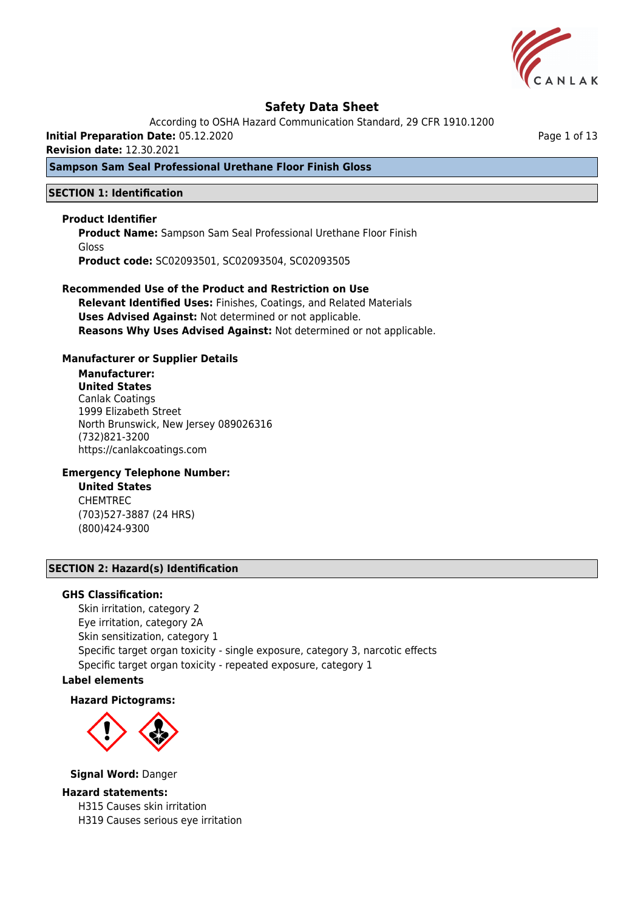# Safety Data Sheet

According to OSHA Hazard Communication Standard, 29 CFR 1910.1200

**Initial Preparation Date:** 05.12.2020

**Revision date:** 12.30.2021

**Sampson Sam Seal Professional Urethane Floor Finish Gloss**

## SECTION 1: Identification

### Product Identifier

**Product Name:** Sampson Sam Seal Professional Urethane Floor Finish Gloss

**Product code:** SC02093501, SC02093504, SC02093505

### Recommended Use of the Product and Restriction on Use

**Relevant Identified Uses:** Finishes, Coatings, and Related Materials

**Uses Advised Against:** Not determined or not applicable.

**Reasons Why Uses Advised Against:** Not determined or not applicable.

### Manufacturer or Supplier Details

**Manufacturer:**

**United States**

Canlak Coatings
1999 Elizabeth Street
North Brunswick, New Jersey 089026316
(732)821-3200
https://canlakcoatings.com

### Emergency Telephone Number:

**United States**

CHEMTREC
(703)527-3887 (24 HRS)
(800)424-9300

## SECTION 2: Hazard(s) Identification

### GHS Classification:

Skin irritation, category 2
Eye irritation, category 2A
Skin sensitization, category 1
Specific target organ toxicity - single exposure, category 3, narcotic effects
Specific target organ toxicity - repeated exposure, category 1

### Label elements

**Hazard Pictograms:**

**Signal Word:** Danger

### Hazard statements:

H315 Causes skin irritation
H319 Causes serious eye irritation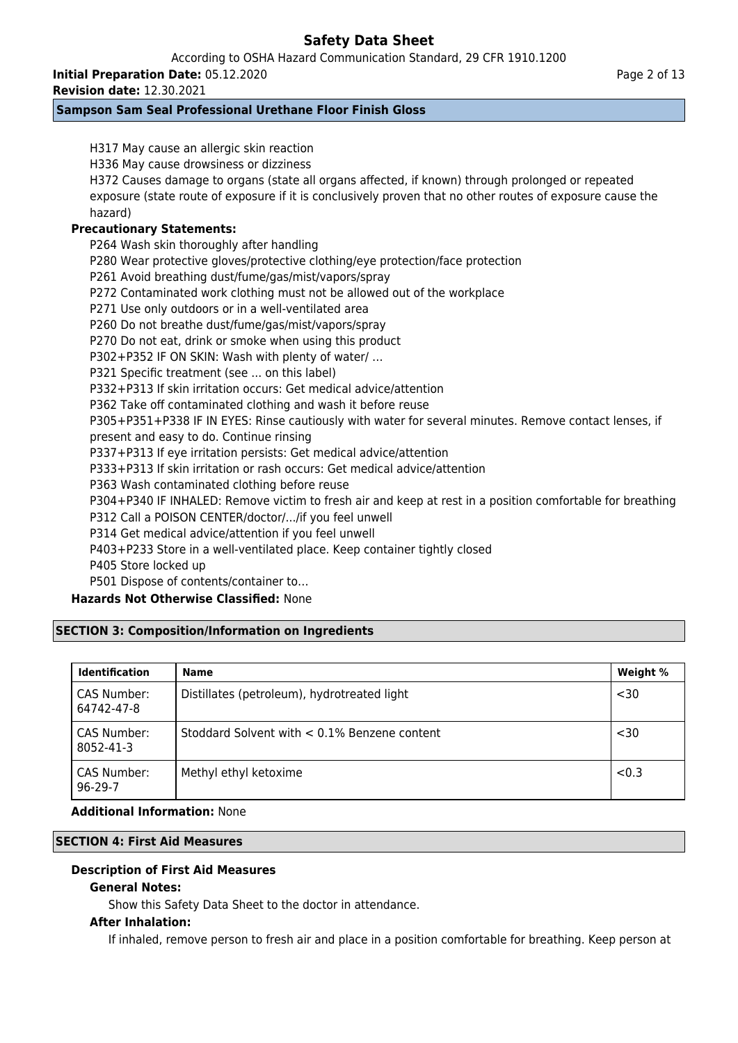H317 May cause an allergic skin reaction

H336 May cause drowsiness or dizziness

H372 Causes damage to organs (state all organs affected, if known) through prolonged or repeated exposure (state route of exposure if it is conclusively proven that no other routes of exposure cause the hazard)

**Precautionary Statements:**

P264 Wash skin thoroughly after handling

P280 Wear protective gloves/protective clothing/eye protection/face protection

P261 Avoid breathing dust/fume/gas/mist/vapors/spray

P272 Contaminated work clothing must not be allowed out of the workplace

P271 Use only outdoors or in a well-ventilated area

P260 Do not breathe dust/fume/gas/mist/vapors/spray

P270 Do not eat, drink or smoke when using this product

P302+P352 IF ON SKIN: Wash with plenty of water/ …

P321 Specific treatment (see ... on this label)

P332+P313 If skin irritation occurs: Get medical advice/attention

P362 Take off contaminated clothing and wash it before reuse

P305+P351+P338 IF IN EYES: Rinse cautiously with water for several minutes. Remove contact lenses, if present and easy to do. Continue rinsing

P337+P313 If eye irritation persists: Get medical advice/attention

P333+P313 If skin irritation or rash occurs: Get medical advice/attention

P363 Wash contaminated clothing before reuse

P304+P340 IF INHALED: Remove victim to fresh air and keep at rest in a position comfortable for breathing

P312 Call a POISON CENTER/doctor/.../if you feel unwell

P314 Get medical advice/attention if you feel unwell

P403+P233 Store in a well-ventilated place. Keep container tightly closed

P405 Store locked up

P501 Dispose of contents/container to…

**Hazards Not Otherwise Classified:** None

## SECTION 3: Composition/Information on Ingredients

| Identification | Name | Weight % |
|---|---|---|
| CAS Number: 64742-47-8 | Distillates (petroleum), hydrotreated light | <30 |
| CAS Number: 8052-41-3 | Stoddard Solvent with < 0.1% Benzene content | <30 |
| CAS Number: 96-29-7 | Methyl ethyl ketoxime | <0.3 |

**Additional Information:** None

## SECTION 4: First Aid Measures

### Description of First Aid Measures

**General Notes:**

Show this Safety Data Sheet to the doctor in attendance.

**After Inhalation:**

If inhaled, remove person to fresh air and place in a position comfortable for breathing. Keep person at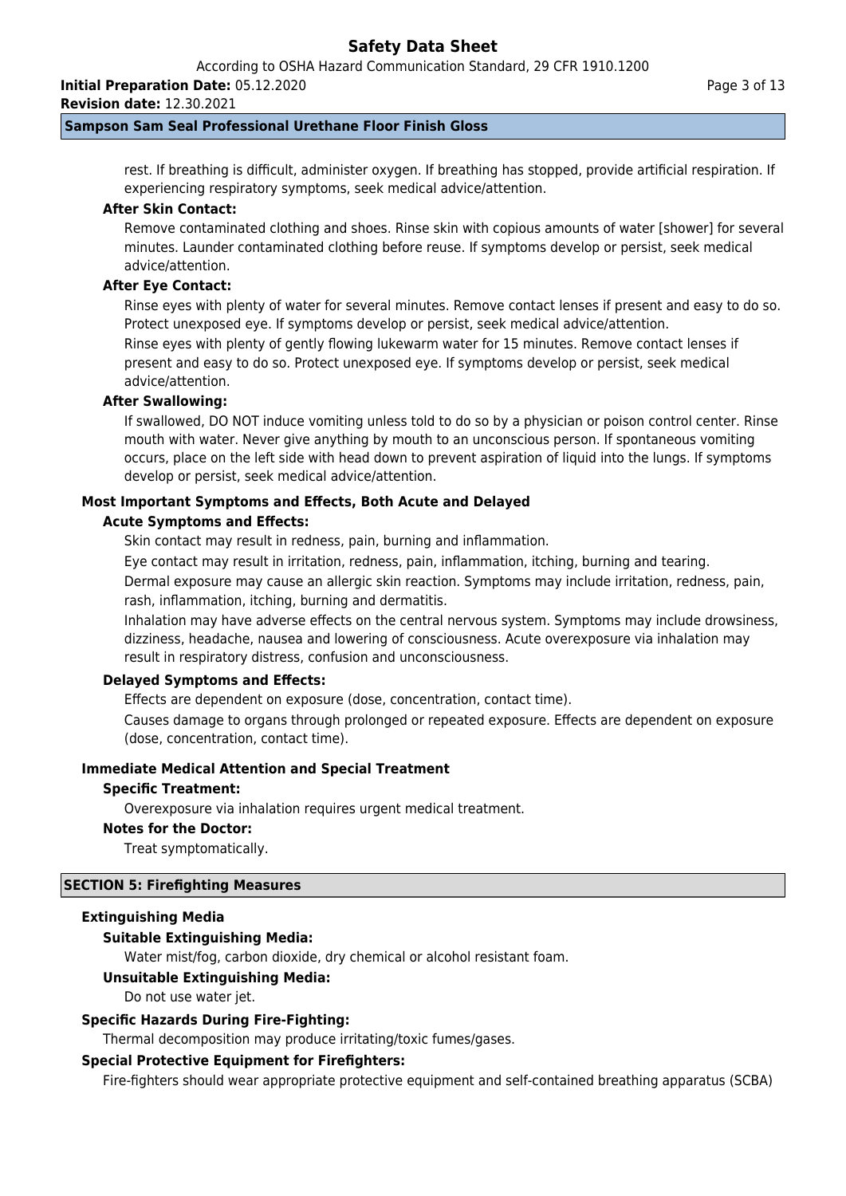rest. If breathing is difficult, administer oxygen. If breathing has stopped, provide artificial respiration. If experiencing respiratory symptoms, seek medical advice/attention.

**After Skin Contact:**

Remove contaminated clothing and shoes. Rinse skin with copious amounts of water [shower] for several minutes. Launder contaminated clothing before reuse. If symptoms develop or persist, seek medical advice/attention.

**After Eye Contact:**

Rinse eyes with plenty of water for several minutes. Remove contact lenses if present and easy to do so. Protect unexposed eye. If symptoms develop or persist, seek medical advice/attention.

Rinse eyes with plenty of gently flowing lukewarm water for 15 minutes. Remove contact lenses if present and easy to do so. Protect unexposed eye. If symptoms develop or persist, seek medical advice/attention.

**After Swallowing:**

If swallowed, DO NOT induce vomiting unless told to do so by a physician or poison control center. Rinse mouth with water. Never give anything by mouth to an unconscious person. If spontaneous vomiting occurs, place on the left side with head down to prevent aspiration of liquid into the lungs. If symptoms develop or persist, seek medical advice/attention.

### Most Important Symptoms and Effects, Both Acute and Delayed

**Acute Symptoms and Effects:**

Skin contact may result in redness, pain, burning and inflammation.

Eye contact may result in irritation, redness, pain, inflammation, itching, burning and tearing.

Dermal exposure may cause an allergic skin reaction. Symptoms may include irritation, redness, pain, rash, inflammation, itching, burning and dermatitis.

Inhalation may have adverse effects on the central nervous system. Symptoms may include drowsiness, dizziness, headache, nausea and lowering of consciousness. Acute overexposure via inhalation may result in respiratory distress, confusion and unconsciousness.

**Delayed Symptoms and Effects:**

Effects are dependent on exposure (dose, concentration, contact time).

Causes damage to organs through prolonged or repeated exposure. Effects are dependent on exposure (dose, concentration, contact time).

### Immediate Medical Attention and Special Treatment

**Specific Treatment:**

Overexposure via inhalation requires urgent medical treatment.

**Notes for the Doctor:**

Treat symptomatically.

## SECTION 5: Firefighting Measures

### Extinguishing Media

**Suitable Extinguishing Media:**

Water mist/fog, carbon dioxide, dry chemical or alcohol resistant foam.

**Unsuitable Extinguishing Media:**

Do not use water jet.

### Specific Hazards During Fire-Fighting:

Thermal decomposition may produce irritating/toxic fumes/gases.

### Special Protective Equipment for Firefighters:

Fire-fighters should wear appropriate protective equipment and self-contained breathing apparatus (SCBA)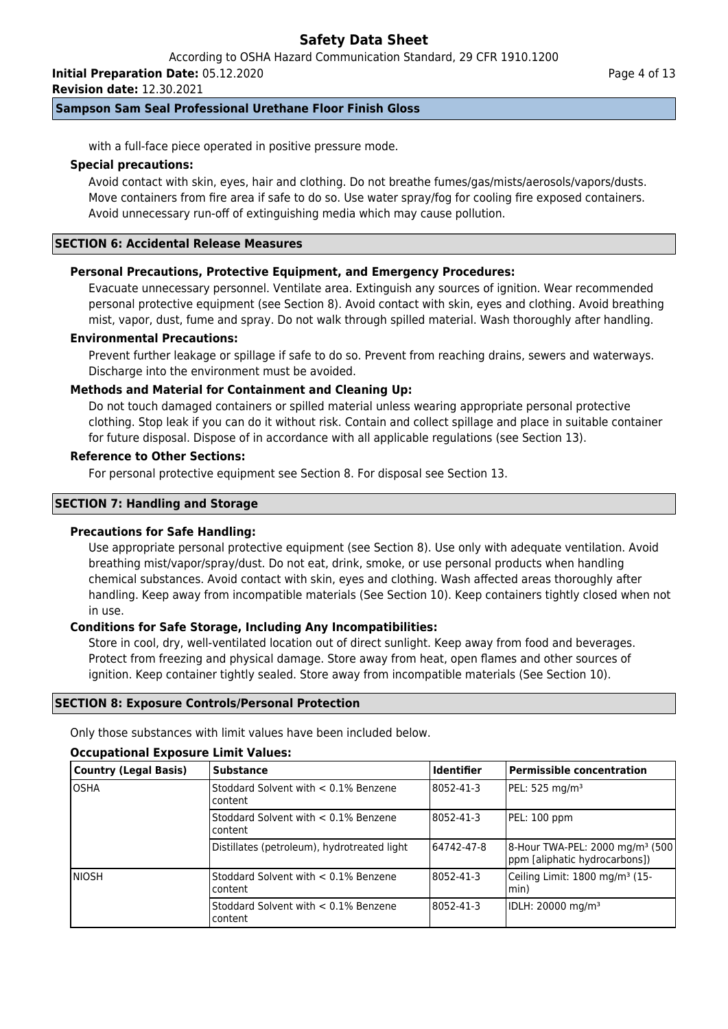with a full-face piece operated in positive pressure mode.

**Special precautions:**

Avoid contact with skin, eyes, hair and clothing. Do not breathe fumes/gas/mists/aerosols/vapors/dusts. Move containers from fire area if safe to do so. Use water spray/fog for cooling fire exposed containers. Avoid unnecessary run-off of extinguishing media which may cause pollution.

## SECTION 6: Accidental Release Measures

**Personal Precautions, Protective Equipment, and Emergency Procedures:**

Evacuate unnecessary personnel. Ventilate area. Extinguish any sources of ignition. Wear recommended personal protective equipment (see Section 8). Avoid contact with skin, eyes and clothing. Avoid breathing mist, vapor, dust, fume and spray. Do not walk through spilled material. Wash thoroughly after handling.

**Environmental Precautions:**

Prevent further leakage or spillage if safe to do so. Prevent from reaching drains, sewers and waterways. Discharge into the environment must be avoided.

**Methods and Material for Containment and Cleaning Up:**

Do not touch damaged containers or spilled material unless wearing appropriate personal protective clothing. Stop leak if you can do it without risk. Contain and collect spillage and place in suitable container for future disposal. Dispose of in accordance with all applicable regulations (see Section 13).

**Reference to Other Sections:**

For personal protective equipment see Section 8. For disposal see Section 13.

## SECTION 7: Handling and Storage

**Precautions for Safe Handling:**

Use appropriate personal protective equipment (see Section 8). Use only with adequate ventilation. Avoid breathing mist/vapor/spray/dust. Do not eat, drink, smoke, or use personal products when handling chemical substances. Avoid contact with skin, eyes and clothing. Wash affected areas thoroughly after handling. Keep away from incompatible materials (See Section 10). Keep containers tightly closed when not in use.

**Conditions for Safe Storage, Including Any Incompatibilities:**

Store in cool, dry, well-ventilated location out of direct sunlight. Keep away from food and beverages. Protect from freezing and physical damage. Store away from heat, open flames and other sources of ignition. Keep container tightly sealed. Store away from incompatible materials (See Section 10).

## SECTION 8: Exposure Controls/Personal Protection

Only those substances with limit values have been included below.

**Occupational Exposure Limit Values:**

| Country (Legal Basis) | Substance | Identifier | Permissible concentration |
|---|---|---|---|
| OSHA | Stoddard Solvent with < 0.1% Benzene content | 8052-41-3 | PEL: 525 mg/m³ |
| | Stoddard Solvent with < 0.1% Benzene content | 8052-41-3 | PEL: 100 ppm |
| | Distillates (petroleum), hydrotreated light | 64742-47-8 | 8-Hour TWA-PEL: 2000 mg/m³ (500 ppm [aliphatic hydrocarbons]) |
| NIOSH | Stoddard Solvent with < 0.1% Benzene content | 8052-41-3 | Ceiling Limit: 1800 mg/m³ (15-min) |
| | Stoddard Solvent with < 0.1% Benzene content | 8052-41-3 | IDLH: 20000 mg/m³ |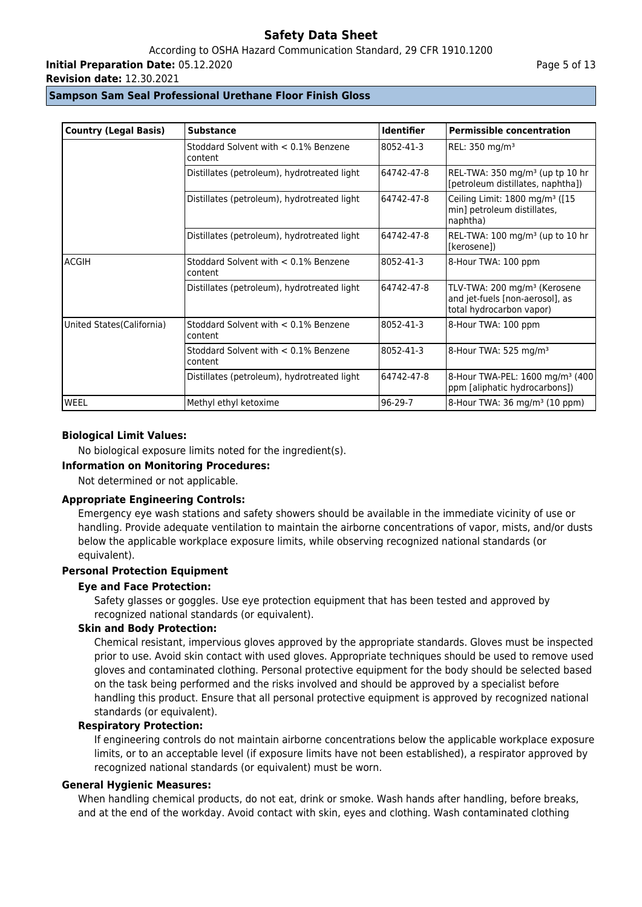| Country (Legal Basis) | Substance | Identifier | Permissible concentration |
|---|---|---|---|
| | Stoddard Solvent with < 0.1% Benzene content | 8052-41-3 | REL: 350 mg/m³ |
| | Distillates (petroleum), hydrotreated light | 64742-47-8 | REL-TWA: 350 mg/m³ (up tp 10 hr [petroleum distillates, naphtha]) |
| | Distillates (petroleum), hydrotreated light | 64742-47-8 | Ceiling Limit: 1800 mg/m³ ([15 min] petroleum distillates, naphtha) |
| | Distillates (petroleum), hydrotreated light | 64742-47-8 | REL-TWA: 100 mg/m³ (up to 10 hr [kerosene]) |
| ACGIH | Stoddard Solvent with < 0.1% Benzene content | 8052-41-3 | 8-Hour TWA: 100 ppm |
| | Distillates (petroleum), hydrotreated light | 64742-47-8 | TLV-TWA: 200 mg/m³ (Kerosene and jet-fuels [non-aerosol], as total hydrocarbon vapor) |
| United States(California) | Stoddard Solvent with < 0.1% Benzene content | 8052-41-3 | 8-Hour TWA: 100 ppm |
| | Stoddard Solvent with < 0.1% Benzene content | 8052-41-3 | 8-Hour TWA: 525 mg/m³ |
| | Distillates (petroleum), hydrotreated light | 64742-47-8 | 8-Hour TWA-PEL: 1600 mg/m³ (400 ppm [aliphatic hydrocarbons]) |
| WEEL | Methyl ethyl ketoxime | 96-29-7 | 8-Hour TWA: 36 mg/m³ (10 ppm) |

**Biological Limit Values:**

No biological exposure limits noted for the ingredient(s).

**Information on Monitoring Procedures:**

Not determined or not applicable.

**Appropriate Engineering Controls:**

Emergency eye wash stations and safety showers should be available in the immediate vicinity of use or handling. Provide adequate ventilation to maintain the airborne concentrations of vapor, mists, and/or dusts below the applicable workplace exposure limits, while observing recognized national standards (or equivalent).

**Personal Protection Equipment**

**Eye and Face Protection:**

Safety glasses or goggles. Use eye protection equipment that has been tested and approved by recognized national standards (or equivalent).

**Skin and Body Protection:**

Chemical resistant, impervious gloves approved by the appropriate standards. Gloves must be inspected prior to use. Avoid skin contact with used gloves. Appropriate techniques should be used to remove used gloves and contaminated clothing. Personal protective equipment for the body should be selected based on the task being performed and the risks involved and should be approved by a specialist before handling this product. Ensure that all personal protective equipment is approved by recognized national standards (or equivalent).

**Respiratory Protection:**

If engineering controls do not maintain airborne concentrations below the applicable workplace exposure limits, or to an acceptable level (if exposure limits have not been established), a respirator approved by recognized national standards (or equivalent) must be worn.

**General Hygienic Measures:**

When handling chemical products, do not eat, drink or smoke. Wash hands after handling, before breaks, and at the end of the workday. Avoid contact with skin, eyes and clothing. Wash contaminated clothing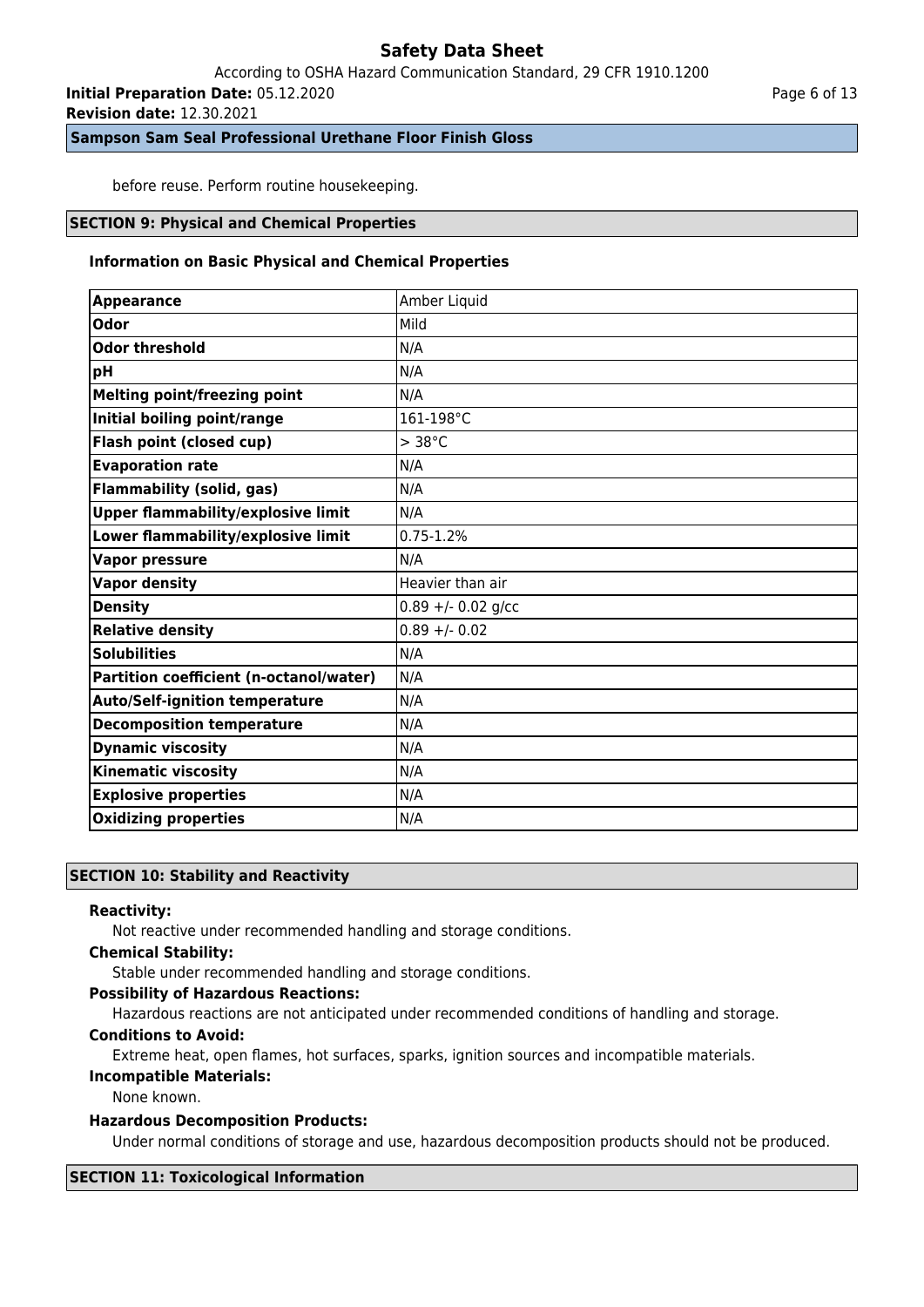before reuse. Perform routine housekeeping.

## SECTION 9: Physical and Chemical Properties

### Information on Basic Physical and Chemical Properties

| Property | Value |
|---|---|
| **Appearance** | Amber Liquid |
| **Odor** | Mild |
| **Odor threshold** | N/A |
| **pH** | N/A |
| **Melting point/freezing point** | N/A |
| **Initial boiling point/range** | 161-198°C |
| **Flash point (closed cup)** | > 38°C |
| **Evaporation rate** | N/A |
| **Flammability (solid, gas)** | N/A |
| **Upper flammability/explosive limit** | N/A |
| **Lower flammability/explosive limit** | 0.75-1.2% |
| **Vapor pressure** | N/A |
| **Vapor density** | Heavier than air |
| **Density** | 0.89 +/- 0.02 g/cc |
| **Relative density** | 0.89 +/- 0.02 |
| **Solubilities** | N/A |
| **Partition coefficient (n-octanol/water)** | N/A |
| **Auto/Self-ignition temperature** | N/A |
| **Decomposition temperature** | N/A |
| **Dynamic viscosity** | N/A |
| **Kinematic viscosity** | N/A |
| **Explosive properties** | N/A |
| **Oxidizing properties** | N/A |

## SECTION 10: Stability and Reactivity

**Reactivity:**

Not reactive under recommended handling and storage conditions.

**Chemical Stability:**

Stable under recommended handling and storage conditions.

**Possibility of Hazardous Reactions:**

Hazardous reactions are not anticipated under recommended conditions of handling and storage.

**Conditions to Avoid:**

Extreme heat, open flames, hot surfaces, sparks, ignition sources and incompatible materials.

**Incompatible Materials:**

None known.

**Hazardous Decomposition Products:**

Under normal conditions of storage and use, hazardous decomposition products should not be produced.

## SECTION 11: Toxicological Information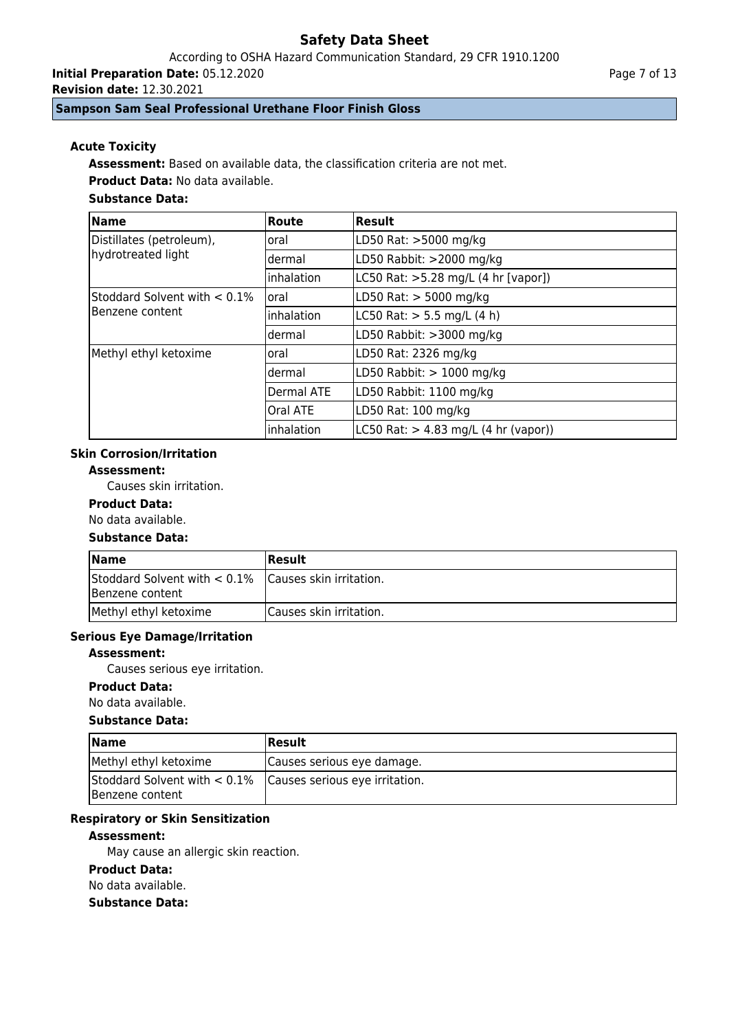### Acute Toxicity

**Assessment:** Based on available data, the classification criteria are not met.

**Product Data:** No data available.

**Substance Data:**

| Name | Route | Result |
|---|---|---|
| Distillates (petroleum), hydrotreated light | oral | LD50 Rat: >5000 mg/kg |
| | dermal | LD50 Rabbit: >2000 mg/kg |
| | inhalation | LC50 Rat: >5.28 mg/L (4 hr [vapor]) |
| Stoddard Solvent with < 0.1% Benzene content | oral | LD50 Rat: > 5000 mg/kg |
| | inhalation | LC50 Rat: > 5.5 mg/L (4 h) |
| | dermal | LD50 Rabbit: >3000 mg/kg |
| Methyl ethyl ketoxime | oral | LD50 Rat: 2326 mg/kg |
| | dermal | LD50 Rabbit: > 1000 mg/kg |
| | Dermal ATE | LD50 Rabbit: 1100 mg/kg |
| | Oral ATE | LD50 Rat: 100 mg/kg |
| | inhalation | LC50 Rat: > 4.83 mg/L (4 hr (vapor)) |

### Skin Corrosion/Irritation

**Assessment:**

Causes skin irritation.

**Product Data:**

No data available.

**Substance Data:**

| Name | Result |
|---|---|
| Stoddard Solvent with < 0.1% Benzene content | Causes skin irritation. |
| Methyl ethyl ketoxime | Causes skin irritation. |

### Serious Eye Damage/Irritation

**Assessment:**

Causes serious eye irritation.

**Product Data:**

No data available.

**Substance Data:**

| Name | Result |
|---|---|
| Methyl ethyl ketoxime | Causes serious eye damage. |
| Stoddard Solvent with < 0.1% Benzene content | Causes serious eye irritation. |

### Respiratory or Skin Sensitization

**Assessment:**

May cause an allergic skin reaction.

**Product Data:**

No data available.

**Substance Data:**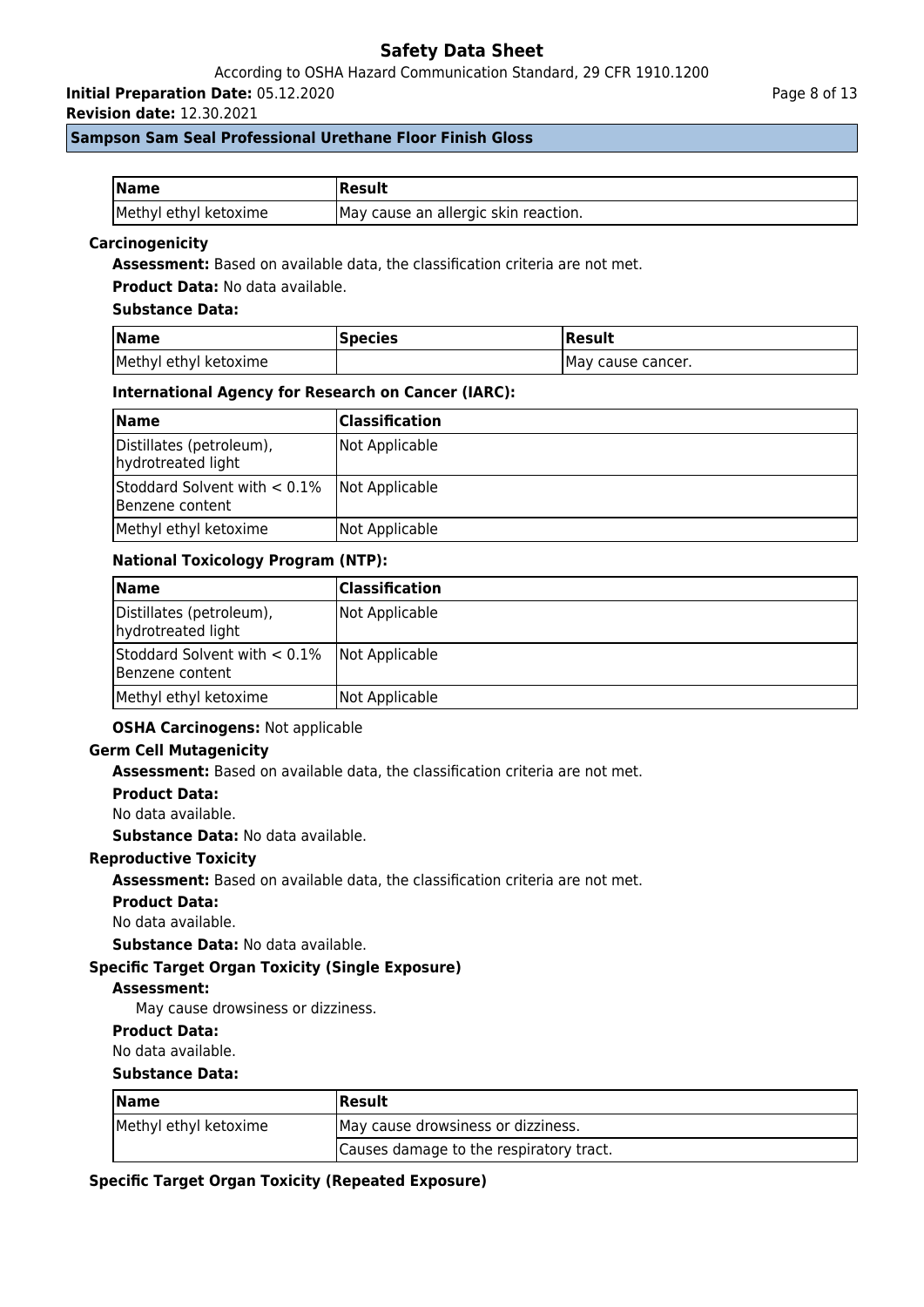| Name | Result |
| --- | --- |
| Methyl ethyl ketoxime | May cause an allergic skin reaction. |

### Carcinogenicity

**Assessment:** Based on available data, the classification criteria are not met.

**Product Data:** No data available.

**Substance Data:**

| Name | Species | Result |
| --- | --- | --- |
| Methyl ethyl ketoxime | | May cause cancer. |

**International Agency for Research on Cancer (IARC):**

| Name | Classification |
| --- | --- |
| Distillates (petroleum), hydrotreated light | Not Applicable |
| Stoddard Solvent with < 0.1% Benzene content | Not Applicable |
| Methyl ethyl ketoxime | Not Applicable |

**National Toxicology Program (NTP):**

| Name | Classification |
| --- | --- |
| Distillates (petroleum), hydrotreated light | Not Applicable |
| Stoddard Solvent with < 0.1% Benzene content | Not Applicable |
| Methyl ethyl ketoxime | Not Applicable |

**OSHA Carcinogens:** Not applicable

### Germ Cell Mutagenicity

**Assessment:** Based on available data, the classification criteria are not met.

**Product Data:**

No data available.

**Substance Data:** No data available.

### Reproductive Toxicity

**Assessment:** Based on available data, the classification criteria are not met.

**Product Data:**

No data available.

**Substance Data:** No data available.

### Specific Target Organ Toxicity (Single Exposure)

**Assessment:**

May cause drowsiness or dizziness.

**Product Data:**

No data available.

**Substance Data:**

| Name | Result |
| --- | --- |
| Methyl ethyl ketoxime | May cause drowsiness or dizziness. |
| | Causes damage to the respiratory tract. |

### Specific Target Organ Toxicity (Repeated Exposure)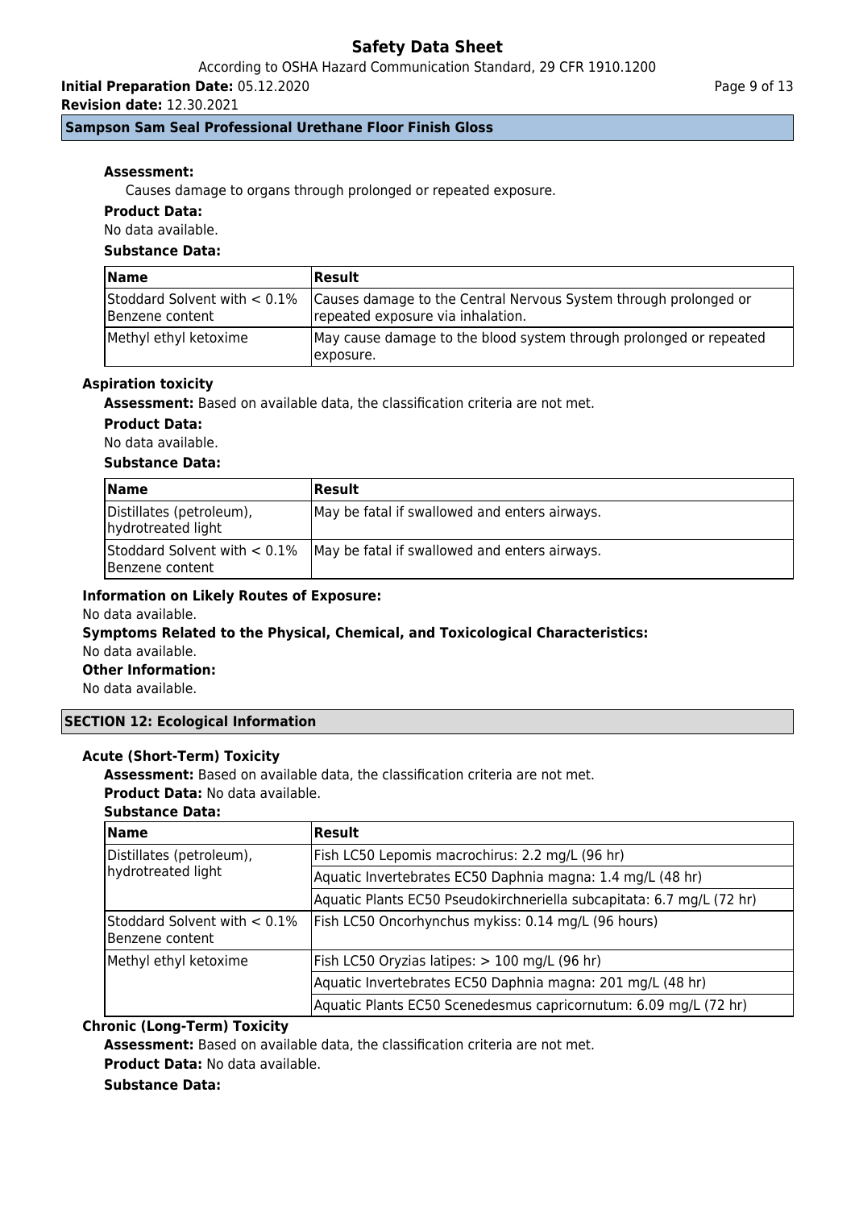**Assessment:**

Causes damage to organs through prolonged or repeated exposure.

**Product Data:**

No data available.

**Substance Data:**

| Name | Result |
| --- | --- |
| Stoddard Solvent with < 0.1% Benzene content | Causes damage to the Central Nervous System through prolonged or repeated exposure via inhalation. |
| Methyl ethyl ketoxime | May cause damage to the blood system through prolonged or repeated exposure. |

**Aspiration toxicity**

**Assessment:** Based on available data, the classification criteria are not met.

**Product Data:**

No data available.

**Substance Data:**

| Name | Result |
| --- | --- |
| Distillates (petroleum), hydrotreated light | May be fatal if swallowed and enters airways. |
| Stoddard Solvent with < 0.1% Benzene content | May be fatal if swallowed and enters airways. |

**Information on Likely Routes of Exposure:**

No data available.

**Symptoms Related to the Physical, Chemical, and Toxicological Characteristics:**

No data available.

**Other Information:**

No data available.

## SECTION 12: Ecological Information

**Acute (Short-Term) Toxicity**

**Assessment:** Based on available data, the classification criteria are not met.

**Product Data:** No data available.

**Substance Data:**

| Name | Result |
| --- | --- |
| Distillates (petroleum), hydrotreated light | Fish LC50 Lepomis macrochirus: 2.2 mg/L (96 hr) |
| | Aquatic Invertebrates EC50 Daphnia magna: 1.4 mg/L (48 hr) |
| | Aquatic Plants EC50 Pseudokirchneriella subcapitata: 6.7 mg/L (72 hr) |
| Stoddard Solvent with < 0.1% Benzene content | Fish LC50 Oncorhynchus mykiss: 0.14 mg/L (96 hours) |
| Methyl ethyl ketoxime | Fish LC50 Oryzias latipes: > 100 mg/L (96 hr) |
| | Aquatic Invertebrates EC50 Daphnia magna: 201 mg/L (48 hr) |
| | Aquatic Plants EC50 Scenedesmus capricornutum: 6.09 mg/L (72 hr) |

**Chronic (Long-Term) Toxicity**

**Assessment:** Based on available data, the classification criteria are not met.

**Product Data:** No data available.

**Substance Data:**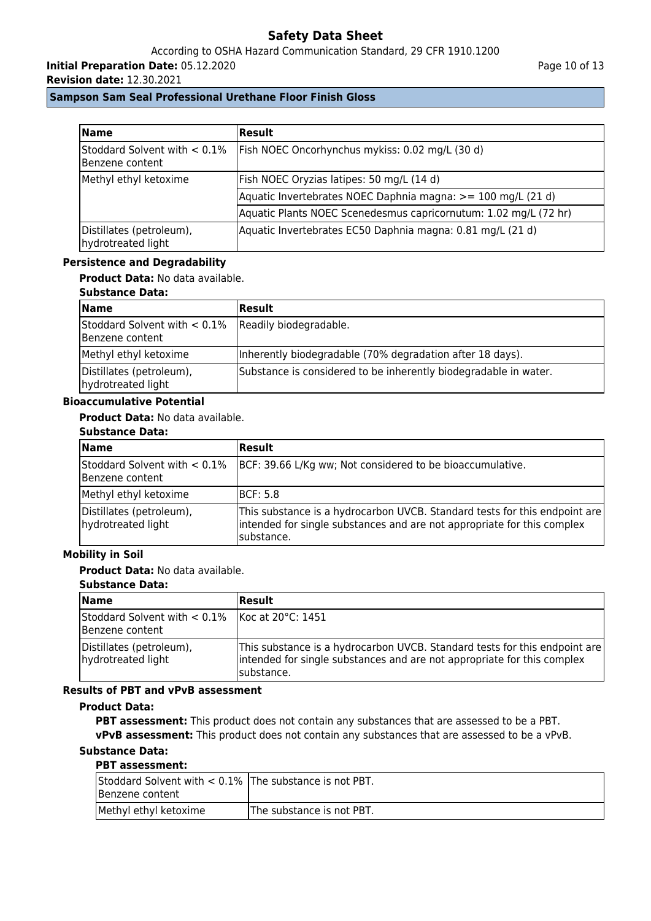| Name | Result |
| --- | --- |
| Stoddard Solvent with < 0.1% Benzene content | Fish NOEC Oncorhynchus mykiss: 0.02 mg/L (30 d) |
| Methyl ethyl ketoxime | Fish NOEC Oryzias latipes: 50 mg/L (14 d) |
| | Aquatic Invertebrates NOEC Daphnia magna: >= 100 mg/L (21 d) |
| | Aquatic Plants NOEC Scenedesmus capricornutum: 1.02 mg/L (72 hr) |
| Distillates (petroleum), hydrotreated light | Aquatic Invertebrates EC50 Daphnia magna: 0.81 mg/L (21 d) |

### Persistence and Degradability

**Product Data:** No data available.

**Substance Data:**

| Name | Result |
| --- | --- |
| Stoddard Solvent with < 0.1% Benzene content | Readily biodegradable. |
| Methyl ethyl ketoxime | Inherently biodegradable (70% degradation after 18 days). |
| Distillates (petroleum), hydrotreated light | Substance is considered to be inherently biodegradable in water. |

### Bioaccumulative Potential

**Product Data:** No data available.

**Substance Data:**

| Name | Result |
| --- | --- |
| Stoddard Solvent with < 0.1% Benzene content | BCF: 39.66 L/Kg ww; Not considered to be bioaccumulative. |
| Methyl ethyl ketoxime | BCF: 5.8 |
| Distillates (petroleum), hydrotreated light | This substance is a hydrocarbon UVCB. Standard tests for this endpoint are intended for single substances and are not appropriate for this complex substance. |

### Mobility in Soil

**Product Data:** No data available.

**Substance Data:**

| Name | Result |
| --- | --- |
| Stoddard Solvent with < 0.1% Benzene content | Koc at 20°C: 1451 |
| Distillates (petroleum), hydrotreated light | This substance is a hydrocarbon UVCB. Standard tests for this endpoint are intended for single substances and are not appropriate for this complex substance. |

### Results of PBT and vPvB assessment

**Product Data:**

**PBT assessment:** This product does not contain any substances that are assessed to be a PBT.

**vPvB assessment:** This product does not contain any substances that are assessed to be a vPvB.

**Substance Data:**

**PBT assessment:**

| | |
| --- | --- |
| Stoddard Solvent with < 0.1% Benzene content | The substance is not PBT. |
| Methyl ethyl ketoxime | The substance is not PBT. |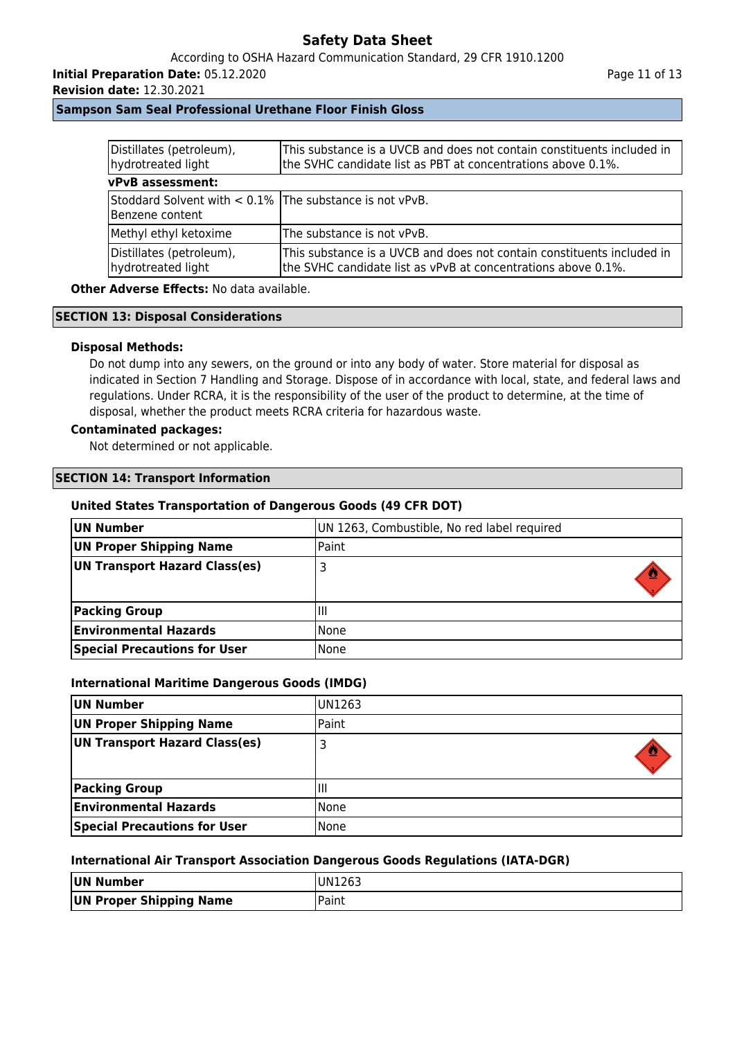| | |
|---|---|
| Distillates (petroleum), hydrotreated light | This substance is a UVCB and does not contain constituents included in the SVHC candidate list as PBT at concentrations above 0.1%. |

**vPvB assessment:**

| | |
|---|---|
| Stoddard Solvent with < 0.1% Benzene content | The substance is not vPvB. |
| Methyl ethyl ketoxime | The substance is not vPvB. |
| Distillates (petroleum), hydrotreated light | This substance is a UVCB and does not contain constituents included in the SVHC candidate list as vPvB at concentrations above 0.1%. |

**Other Adverse Effects:** No data available.

## SECTION 13: Disposal Considerations

**Disposal Methods:**

Do not dump into any sewers, on the ground or into any body of water. Store material for disposal as indicated in Section 7 Handling and Storage. Dispose of in accordance with local, state, and federal laws and regulations. Under RCRA, it is the responsibility of the user of the product to determine, at the time of disposal, whether the product meets RCRA criteria for hazardous waste.

**Contaminated packages:**

Not determined or not applicable.

## SECTION 14: Transport Information

### United States Transportation of Dangerous Goods (49 CFR DOT)

| | |
|---|---|
| **UN Number** | UN 1263, Combustible, No red label required |
| **UN Proper Shipping Name** | Paint |
| **UN Transport Hazard Class(es)** | 3 |
| **Packing Group** | III |
| **Environmental Hazards** | None |
| **Special Precautions for User** | None |

### International Maritime Dangerous Goods (IMDG)

| | |
|---|---|
| **UN Number** | UN1263 |
| **UN Proper Shipping Name** | Paint |
| **UN Transport Hazard Class(es)** | 3 |
| **Packing Group** | III |
| **Environmental Hazards** | None |
| **Special Precautions for User** | None |

### International Air Transport Association Dangerous Goods Regulations (IATA-DGR)

| | |
|---|---|
| **UN Number** | UN1263 |
| **UN Proper Shipping Name** | Paint |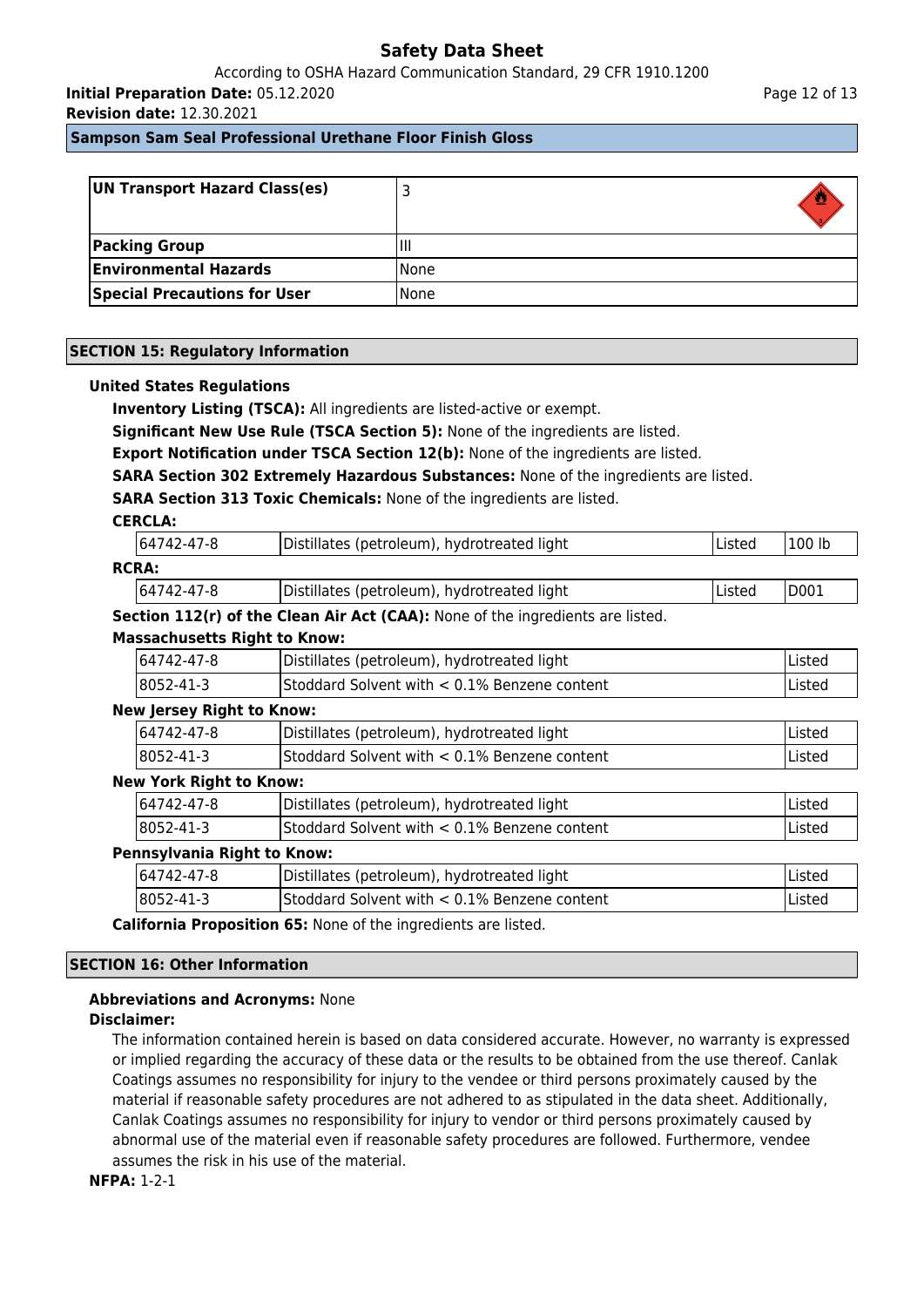| UN Transport Hazard Class(es) | 3 |
| --- | --- |
| Packing Group | III |
| Environmental Hazards | None |
| Special Precautions for User | None |

## SECTION 15: Regulatory Information

### United States Regulations

**Inventory Listing (TSCA):** All ingredients are listed-active or exempt.

**Significant New Use Rule (TSCA Section 5):** None of the ingredients are listed.

**Export Notification under TSCA Section 12(b):** None of the ingredients are listed.

**SARA Section 302 Extremely Hazardous Substances:** None of the ingredients are listed.

**SARA Section 313 Toxic Chemicals:** None of the ingredients are listed.

**CERCLA:**

| | | | |
| --- | --- | --- | --- |
| 64742-47-8 | Distillates (petroleum), hydrotreated light | Listed | 100 lb |

**RCRA:**

| | | | |
| --- | --- | --- | --- |
| 64742-47-8 | Distillates (petroleum), hydrotreated light | Listed | D001 |

**Section 112(r) of the Clean Air Act (CAA):** None of the ingredients are listed.

**Massachusetts Right to Know:**

| | | |
| --- | --- | --- |
| 64742-47-8 | Distillates (petroleum), hydrotreated light | Listed |
| 8052-41-3 | Stoddard Solvent with < 0.1% Benzene content | Listed |

**New Jersey Right to Know:**

| | | |
| --- | --- | --- |
| 64742-47-8 | Distillates (petroleum), hydrotreated light | Listed |
| 8052-41-3 | Stoddard Solvent with < 0.1% Benzene content | Listed |

**New York Right to Know:**

| | | |
| --- | --- | --- |
| 64742-47-8 | Distillates (petroleum), hydrotreated light | Listed |
| 8052-41-3 | Stoddard Solvent with < 0.1% Benzene content | Listed |

**Pennsylvania Right to Know:**

| | | |
| --- | --- | --- |
| 64742-47-8 | Distillates (petroleum), hydrotreated light | Listed |
| 8052-41-3 | Stoddard Solvent with < 0.1% Benzene content | Listed |

**California Proposition 65:** None of the ingredients are listed.

## SECTION 16: Other Information

**Abbreviations and Acronyms:** None

**Disclaimer:**

The information contained herein is based on data considered accurate. However, no warranty is expressed or implied regarding the accuracy of these data or the results to be obtained from the use thereof. Canlak Coatings assumes no responsibility for injury to the vendee or third persons proximately caused by the material if reasonable safety procedures are not adhered to as stipulated in the data sheet. Additionally, Canlak Coatings assumes no responsibility for injury to vendor or third persons proximately caused by abnormal use of the material even if reasonable safety procedures are followed. Furthermore, vendee assumes the risk in his use of the material.

**NFPA:** 1-2-1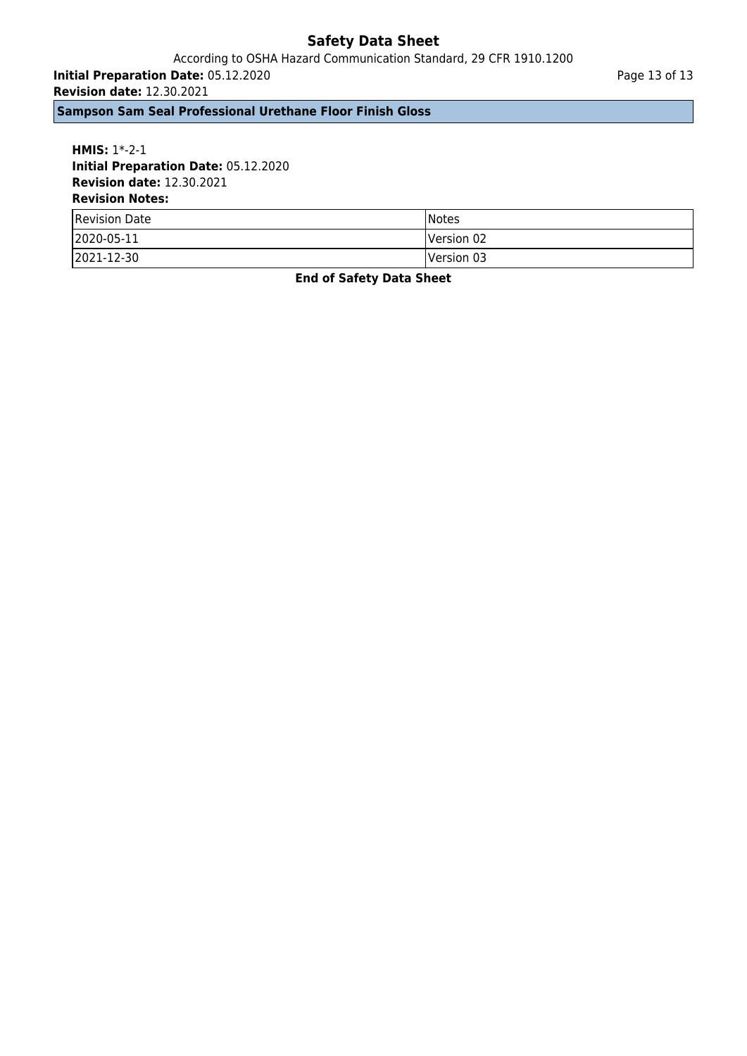**HMIS:** 1*-2-1
**Initial Preparation Date:** 05.12.2020
**Revision date:** 12.30.2021
**Revision Notes:**

| Revision Date | Notes |
|---|---|
| 2020-05-11 | Version 02 |
| 2021-12-30 | Version 03 |

**End of Safety Data Sheet**